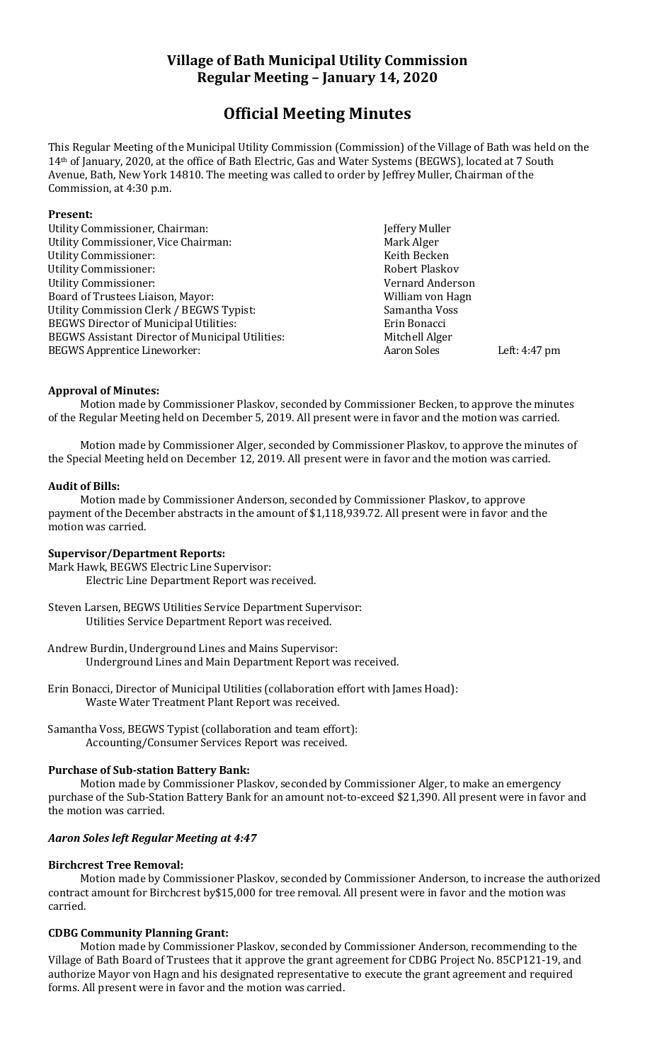# Village of Bath Municipal Utility Commission
## Regular Meeting – January 14, 2020

# Official Meeting Minutes

This Regular Meeting of the Municipal Utility Commission (Commission) of the Village of Bath was held on the 14th of January, 2020, at the office of Bath Electric, Gas and Water Systems (BEGWS), located at 7 South Avenue, Bath, New York 14810. The meeting was called to order by Jeffrey Muller, Chairman of the Commission, at 4:30 p.m.

**Present:**

| | | |
|---|---|---|
| Utility Commissioner, Chairman: | Jeffery Muller | |
| Utility Commissioner, Vice Chairman: | Mark Alger | |
| Utility Commissioner: | Keith Becken | |
| Utility Commissioner: | Robert Plaskov | |
| Utility Commissioner: | Vernard Anderson | |
| Board of Trustees Liaison, Mayor: | William von Hagn | |
| Utility Commission Clerk / BEGWS Typist: | Samantha Voss | |
| BEGWS Director of Municipal Utilities: | Erin Bonacci | |
| BEGWS Assistant Director of Municipal Utilities: | Mitchell Alger | |
| BEGWS Apprentice Lineworker: | Aaron Soles | Left: 4:47 pm |

**Approval of Minutes:**

Motion made by Commissioner Plaskov, seconded by Commissioner Becken, to approve the minutes of the Regular Meeting held on December 5, 2019. All present were in favor and the motion was carried.

Motion made by Commissioner Alger, seconded by Commissioner Plaskov, to approve the minutes of the Special Meeting held on December 12, 2019. All present were in favor and the motion was carried.

**Audit of Bills:**

Motion made by Commissioner Anderson, seconded by Commissioner Plaskov, to approve payment of the December abstracts in the amount of $1,118,939.72. All present were in favor and the motion was carried.

**Supervisor/Department Reports:**

Mark Hawk, BEGWS Electric Line Supervisor:
Electric Line Department Report was received.

Steven Larsen, BEGWS Utilities Service Department Supervisor:
Utilities Service Department Report was received.

Andrew Burdin, Underground Lines and Mains Supervisor:
Underground Lines and Main Department Report was received.

Erin Bonacci, Director of Municipal Utilities (collaboration effort with James Hoad):
Waste Water Treatment Plant Report was received.

Samantha Voss, BEGWS Typist (collaboration and team effort):
Accounting/Consumer Services Report was received.

**Purchase of Sub-station Battery Bank:**

Motion made by Commissioner Plaskov, seconded by Commissioner Alger, to make an emergency purchase of the Sub-Station Battery Bank for an amount not-to-exceed $21,390. All present were in favor and the motion was carried.

***Aaron Soles left Regular Meeting at 4:47***

**Birchcrest Tree Removal:**

Motion made by Commissioner Plaskov, seconded by Commissioner Anderson, to increase the authorized contract amount for Birchcrest by$15,000 for tree removal. All present were in favor and the motion was carried.

**CDBG Community Planning Grant:**

Motion made by Commissioner Plaskov, seconded by Commissioner Anderson, recommending to the Village of Bath Board of Trustees that it approve the grant agreement for CDBG Project No. 85CP121-19, and authorize Mayor von Hagn and his designated representative to execute the grant agreement and required forms. All present were in favor and the motion was carried.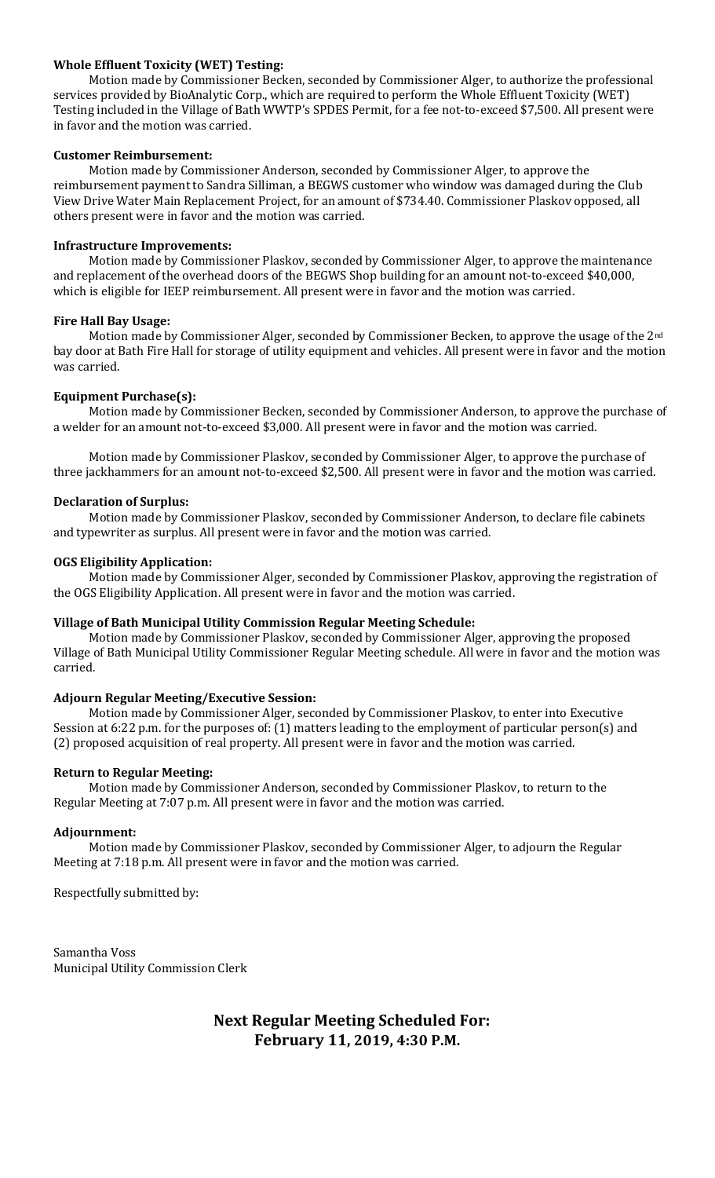**Whole Effluent Toxicity (WET) Testing:**

Motion made by Commissioner Becken, seconded by Commissioner Alger, to authorize the professional services provided by BioAnalytic Corp., which are required to perform the Whole Effluent Toxicity (WET) Testing included in the Village of Bath WWTP's SPDES Permit, for a fee not-to-exceed $7,500. All present were in favor and the motion was carried.

**Customer Reimbursement:**

Motion made by Commissioner Anderson, seconded by Commissioner Alger, to approve the reimbursement payment to Sandra Silliman, a BEGWS customer who window was damaged during the Club View Drive Water Main Replacement Project, for an amount of $734.40. Commissioner Plaskov opposed, all others present were in favor and the motion was carried.

**Infrastructure Improvements:**

Motion made by Commissioner Plaskov, seconded by Commissioner Alger, to approve the maintenance and replacement of the overhead doors of the BEGWS Shop building for an amount not-to-exceed $40,000, which is eligible for IEEP reimbursement. All present were in favor and the motion was carried.

**Fire Hall Bay Usage:**

Motion made by Commissioner Alger, seconded by Commissioner Becken, to approve the usage of the 2nd bay door at Bath Fire Hall for storage of utility equipment and vehicles. All present were in favor and the motion was carried.

**Equipment Purchase(s):**

Motion made by Commissioner Becken, seconded by Commissioner Anderson, to approve the purchase of a welder for an amount not-to-exceed $3,000. All present were in favor and the motion was carried.

Motion made by Commissioner Plaskov, seconded by Commissioner Alger, to approve the purchase of three jackhammers for an amount not-to-exceed $2,500. All present were in favor and the motion was carried.

**Declaration of Surplus:**

Motion made by Commissioner Plaskov, seconded by Commissioner Anderson, to declare file cabinets and typewriter as surplus. All present were in favor and the motion was carried.

**OGS Eligibility Application:**

Motion made by Commissioner Alger, seconded by Commissioner Plaskov, approving the registration of the OGS Eligibility Application. All present were in favor and the motion was carried.

**Village of Bath Municipal Utility Commission Regular Meeting Schedule:**

Motion made by Commissioner Plaskov, seconded by Commissioner Alger, approving the proposed Village of Bath Municipal Utility Commissioner Regular Meeting schedule. All were in favor and the motion was carried.

**Adjourn Regular Meeting/Executive Session:**

Motion made by Commissioner Alger, seconded by Commissioner Plaskov, to enter into Executive Session at 6:22 p.m. for the purposes of: (1) matters leading to the employment of particular person(s) and (2) proposed acquisition of real property. All present were in favor and the motion was carried.

**Return to Regular Meeting:**

Motion made by Commissioner Anderson, seconded by Commissioner Plaskov, to return to the Regular Meeting at 7:07 p.m. All present were in favor and the motion was carried.

**Adjournment:**

Motion made by Commissioner Plaskov, seconded by Commissioner Alger, to adjourn the Regular Meeting at 7:18 p.m. All present were in favor and the motion was carried.

Respectfully submitted by:

Samantha Voss
Municipal Utility Commission Clerk

## Next Regular Meeting Scheduled For:
## February 11, 2019, 4:30 P.M.